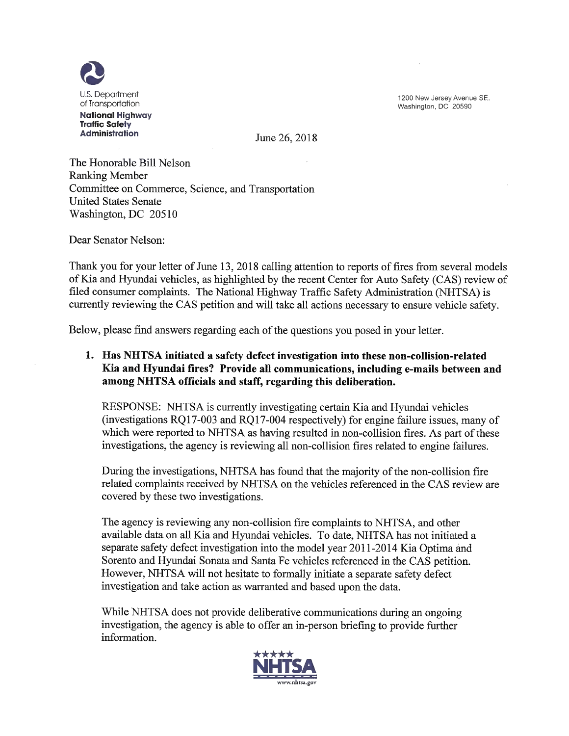U.S. Department of Transportation
**National Highway Traffic Safety Administration**

1200 New Jersey Avenue SE.
Washington, DC 20590

June 26, 2018

The Honorable Bill Nelson
Ranking Member
Committee on Commerce, Science, and Transportation
United States Senate
Washington, DC 20510

Dear Senator Nelson:

Thank you for your letter of June 13, 2018 calling attention to reports of fires from several models of Kia and Hyundai vehicles, as highlighted by the recent Center for Auto Safety (CAS) review of filed consumer complaints. The National Highway Traffic Safety Administration (NHTSA) is currently reviewing the CAS petition and will take all actions necessary to ensure vehicle safety.

Below, please find answers regarding each of the questions you posed in your letter.

1. **Has NHTSA initiated a safety defect investigation into these non-collision-related Kia and Hyundai fires? Provide all communications, including e-mails between and among NHTSA officials and staff, regarding this deliberation.**

   RESPONSE: NHTSA is currently investigating certain Kia and Hyundai vehicles (investigations RQ17-003 and RQ17-004 respectively) for engine failure issues, many of which were reported to NHTSA as having resulted in non-collision fires. As part of these investigations, the agency is reviewing all non-collision fires related to engine failures.

   During the investigations, NHTSA has found that the majority of the non-collision fire related complaints received by NHTSA on the vehicles referenced in the CAS review are covered by these two investigations.

   The agency is reviewing any non-collision fire complaints to NHTSA, and other available data on all Kia and Hyundai vehicles. To date, NHTSA has not initiated a separate safety defect investigation into the model year 2011-2014 Kia Optima and Sorento and Hyundai Sonata and Santa Fe vehicles referenced in the CAS petition. However, NHTSA will not hesitate to formally initiate a separate safety defect investigation and take action as warranted and based upon the data.

   While NHTSA does not provide deliberative communications during an ongoing investigation, the agency is able to offer an in-person briefing to provide further information.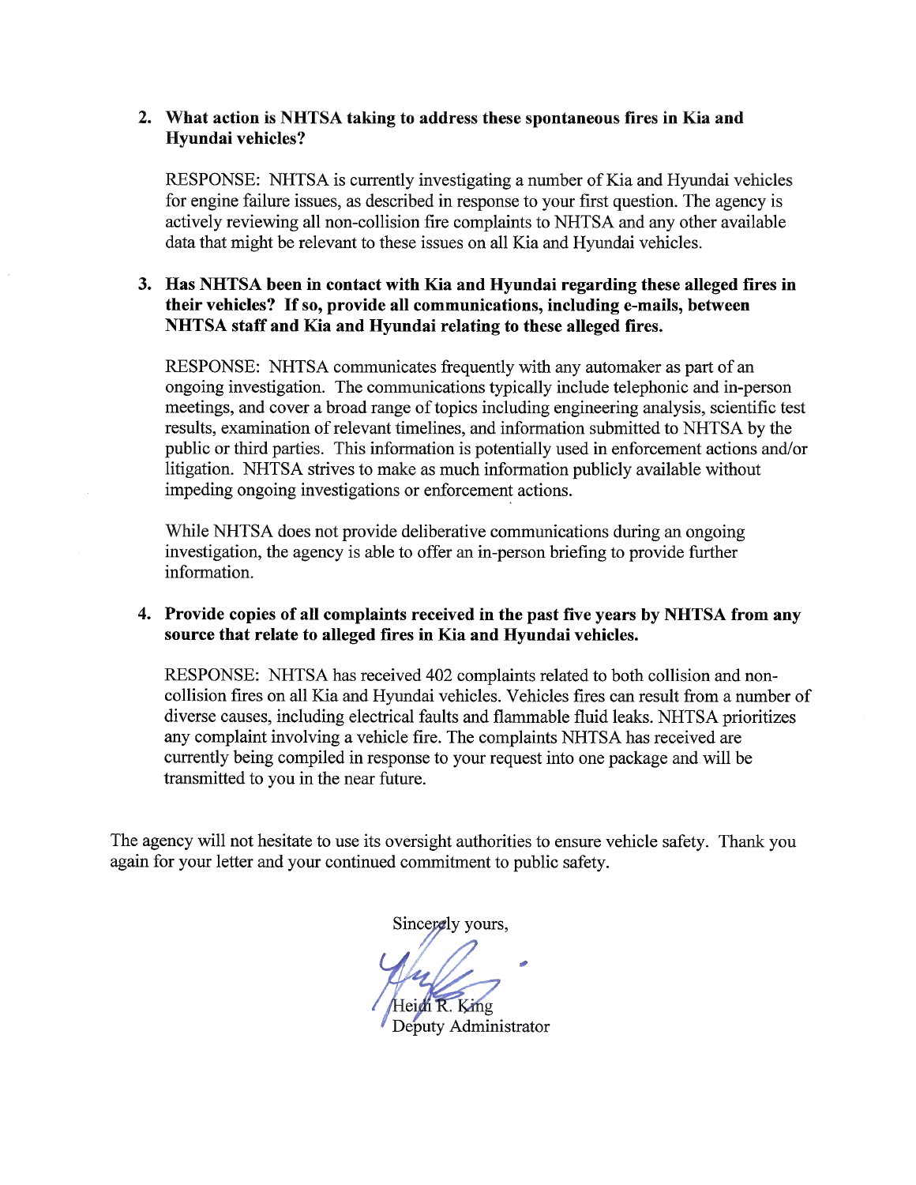2. **What action is NHTSA taking to address these spontaneous fires in Kia and Hyundai vehicles?**

   RESPONSE: NHTSA is currently investigating a number of Kia and Hyundai vehicles for engine failure issues, as described in response to your first question. The agency is actively reviewing all non-collision fire complaints to NHTSA and any other available data that might be relevant to these issues on all Kia and Hyundai vehicles.

3. **Has NHTSA been in contact with Kia and Hyundai regarding these alleged fires in their vehicles? If so, provide all communications, including e-mails, between NHTSA staff and Kia and Hyundai relating to these alleged fires.**

   RESPONSE: NHTSA communicates frequently with any automaker as part of an ongoing investigation. The communications typically include telephonic and in-person meetings, and cover a broad range of topics including engineering analysis, scientific test results, examination of relevant timelines, and information submitted to NHTSA by the public or third parties. This information is potentially used in enforcement actions and/or litigation. NHTSA strives to make as much information publicly available without impeding ongoing investigations or enforcement actions.

   While NHTSA does not provide deliberative communications during an ongoing investigation, the agency is able to offer an in-person briefing to provide further information.

4. **Provide copies of all complaints received in the past five years by NHTSA from any source that relate to alleged fires in Kia and Hyundai vehicles.**

   RESPONSE: NHTSA has received 402 complaints related to both collision and non-collision fires on all Kia and Hyundai vehicles. Vehicles fires can result from a number of diverse causes, including electrical faults and flammable fluid leaks. NHTSA prioritizes any complaint involving a vehicle fire. The complaints NHTSA has received are currently being compiled in response to your request into one package and will be transmitted to you in the near future.

The agency will not hesitate to use its oversight authorities to ensure vehicle safety. Thank you again for your letter and your continued commitment to public safety.

Sincerely yours,

Heidi R. King
Deputy Administrator